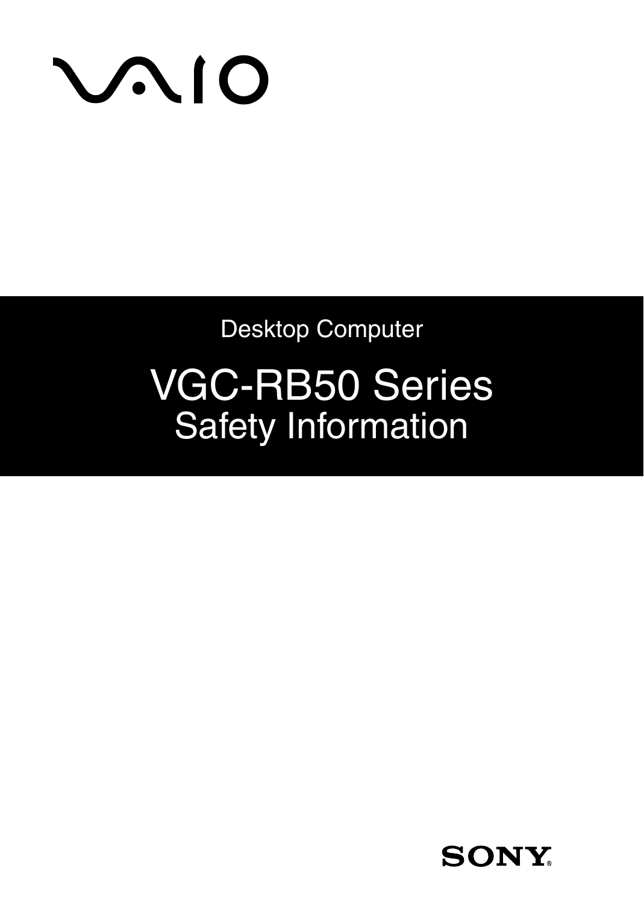VAIO

Desktop Computer

# VGC-RB50 Series

# Safety Information

SONY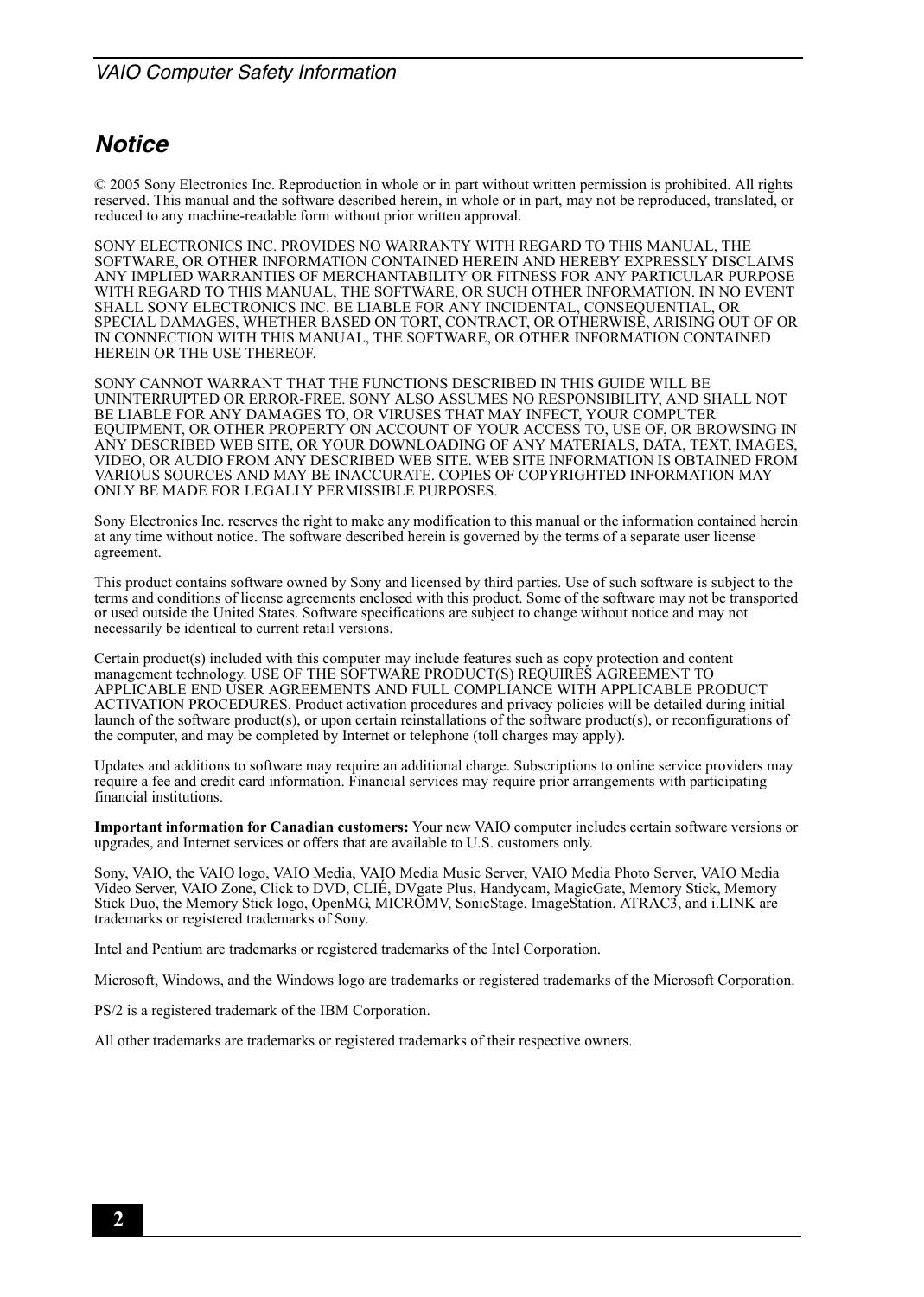## Notice

© 2005 Sony Electronics Inc. Reproduction in whole or in part without written permission is prohibited. All rights reserved. This manual and the software described herein, in whole or in part, may not be reproduced, translated, or reduced to any machine-readable form without prior written approval.

SONY ELECTRONICS INC. PROVIDES NO WARRANTY WITH REGARD TO THIS MANUAL, THE SOFTWARE, OR OTHER INFORMATION CONTAINED HEREIN AND HEREBY EXPRESSLY DISCLAIMS ANY IMPLIED WARRANTIES OF MERCHANTABILITY OR FITNESS FOR ANY PARTICULAR PURPOSE WITH REGARD TO THIS MANUAL, THE SOFTWARE, OR SUCH OTHER INFORMATION. IN NO EVENT SHALL SONY ELECTRONICS INC. BE LIABLE FOR ANY INCIDENTAL, CONSEQUENTIAL, OR SPECIAL DAMAGES, WHETHER BASED ON TORT, CONTRACT, OR OTHERWISE, ARISING OUT OF OR IN CONNECTION WITH THIS MANUAL, THE SOFTWARE, OR OTHER INFORMATION CONTAINED HEREIN OR THE USE THEREOF.

SONY CANNOT WARRANT THAT THE FUNCTIONS DESCRIBED IN THIS GUIDE WILL BE UNINTERRUPTED OR ERROR-FREE. SONY ALSO ASSUMES NO RESPONSIBILITY, AND SHALL NOT BE LIABLE FOR ANY DAMAGES TO, OR VIRUSES THAT MAY INFECT, YOUR COMPUTER EQUIPMENT, OR OTHER PROPERTY ON ACCOUNT OF YOUR ACCESS TO, USE OF, OR BROWSING IN ANY DESCRIBED WEB SITE, OR YOUR DOWNLOADING OF ANY MATERIALS, DATA, TEXT, IMAGES, VIDEO, OR AUDIO FROM ANY DESCRIBED WEB SITE. WEB SITE INFORMATION IS OBTAINED FROM VARIOUS SOURCES AND MAY BE INACCURATE. COPIES OF COPYRIGHTED INFORMATION MAY ONLY BE MADE FOR LEGALLY PERMISSIBLE PURPOSES.

Sony Electronics Inc. reserves the right to make any modification to this manual or the information contained herein at any time without notice. The software described herein is governed by the terms of a separate user license agreement.

This product contains software owned by Sony and licensed by third parties. Use of such software is subject to the terms and conditions of license agreements enclosed with this product. Some of the software may not be transported or used outside the United States. Software specifications are subject to change without notice and may not necessarily be identical to current retail versions.

Certain product(s) included with this computer may include features such as copy protection and content management technology. USE OF THE SOFTWARE PRODUCT(S) REQUIRES AGREEMENT TO APPLICABLE END USER AGREEMENTS AND FULL COMPLIANCE WITH APPLICABLE PRODUCT ACTIVATION PROCEDURES. Product activation procedures and privacy policies will be detailed during initial launch of the software product(s), or upon certain reinstallations of the software product(s), or reconfigurations of the computer, and may be completed by Internet or telephone (toll charges may apply).

Updates and additions to software may require an additional charge. Subscriptions to online service providers may require a fee and credit card information. Financial services may require prior arrangements with participating financial institutions.

**Important information for Canadian customers:** Your new VAIO computer includes certain software versions or upgrades, and Internet services or offers that are available to U.S. customers only.

Sony, VAIO, the VAIO logo, VAIO Media, VAIO Media Music Server, VAIO Media Photo Server, VAIO Media Video Server, VAIO Zone, Click to DVD, CLIÉ, DVgate Plus, Handycam, MagicGate, Memory Stick, Memory Stick Duo, the Memory Stick logo, OpenMG, MICROMV, SonicStage, ImageStation, ATRAC3, and i.LINK are trademarks or registered trademarks of Sony.

Intel and Pentium are trademarks or registered trademarks of the Intel Corporation.

Microsoft, Windows, and the Windows logo are trademarks or registered trademarks of the Microsoft Corporation.

PS/2 is a registered trademark of the IBM Corporation.

All other trademarks are trademarks or registered trademarks of their respective owners.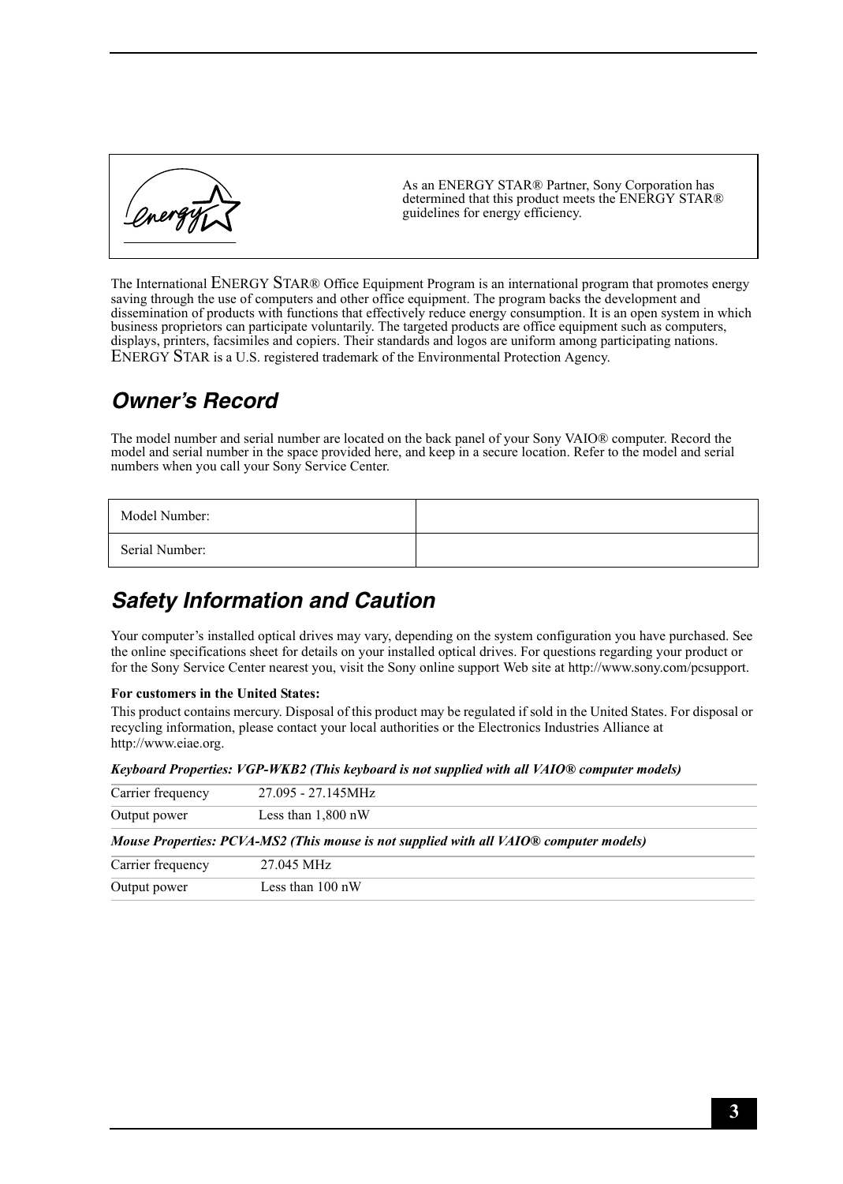As an ENERGY STAR® Partner, Sony Corporation has determined that this product meets the ENERGY STAR® guidelines for energy efficiency.

The International ENERGY STAR® Office Equipment Program is an international program that promotes energy saving through the use of computers and other office equipment. The program backs the development and dissemination of products with functions that effectively reduce energy consumption. It is an open system in which business proprietors can participate voluntarily. The targeted products are office equipment such as computers, displays, printers, facsimiles and copiers. Their standards and logos are uniform among participating nations. ENERGY STAR is a U.S. registered trademark of the Environmental Protection Agency.

## *Owner's Record*

The model number and serial number are located on the back panel of your Sony VAIO® computer. Record the model and serial number in the space provided here, and keep in a secure location. Refer to the model and serial numbers when you call your Sony Service Center.

| Model Number: | |
|---|---|
| Serial Number: | |

## *Safety Information and Caution*

Your computer's installed optical drives may vary, depending on the system configuration you have purchased. See the online specifications sheet for details on your installed optical drives. For questions regarding your product or for the Sony Service Center nearest you, visit the Sony online support Web site at http://www.sony.com/pcsupport.

**For customers in the United States:**

This product contains mercury. Disposal of this product may be regulated if sold in the United States. For disposal or recycling information, please contact your local authorities or the Electronics Industries Alliance at http://www.eiae.org.

***Keyboard Properties: VGP-WKB2 (This keyboard is not supplied with all VAIO® computer models)***

| Carrier frequency | 27.095 - 27.145MHz |
|---|---|
| Output power | Less than 1,800 nW |

***Mouse Properties: PCVA-MS2 (This mouse is not supplied with all VAIO® computer models)***

| Carrier frequency | 27.045 MHz |
|---|---|
| Output power | Less than 100 nW |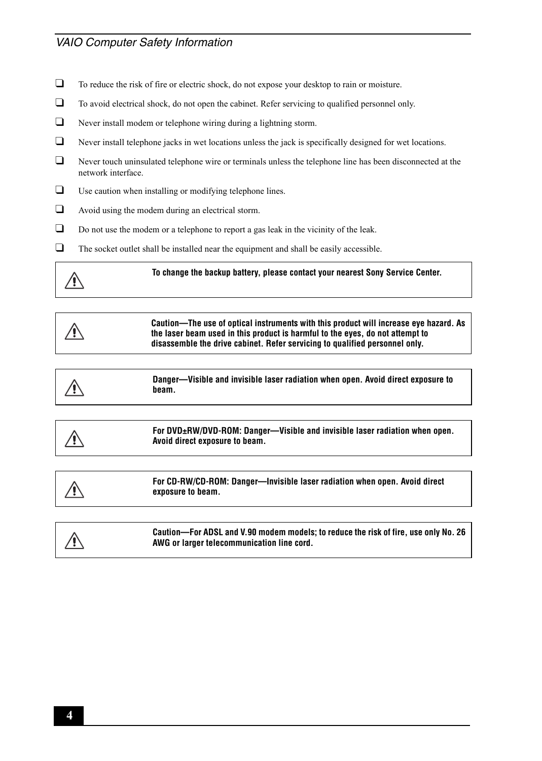- To reduce the risk of fire or electric shock, do not expose your desktop to rain or moisture.
- To avoid electrical shock, do not open the cabinet. Refer servicing to qualified personnel only.
- Never install modem or telephone wiring during a lightning storm.
- Never install telephone jacks in wet locations unless the jack is specifically designed for wet locations.
- Never touch uninsulated telephone wire or terminals unless the telephone line has been disconnected at the network interface.
- Use caution when installing or modifying telephone lines.
- Avoid using the modem during an electrical storm.
- Do not use the modem or a telephone to report a gas leak in the vicinity of the leak.
- The socket outlet shall be installed near the equipment and shall be easily accessible.

| ⚠ | **To change the backup battery, please contact your nearest Sony Service Center.** |
|---|---|

| ⚠ | **Caution—The use of optical instruments with this product will increase eye hazard. As the laser beam used in this product is harmful to the eyes, do not attempt to disassemble the drive cabinet. Refer servicing to qualified personnel only.** |
|---|---|

| ⚠ | **Danger—Visible and invisible laser radiation when open. Avoid direct exposure to beam.** |
|---|---|

| ⚠ | **For DVD±RW/DVD-ROM: Danger—Visible and invisible laser radiation when open. Avoid direct exposure to beam.** |
|---|---|

| ⚠ | **For CD-RW/CD-ROM: Danger—Invisible laser radiation when open. Avoid direct exposure to beam.** |
|---|---|

| ⚠ | **Caution—For ADSL and V.90 modem models; to reduce the risk of fire, use only No. 26 AWG or larger telecommunication line cord.** |
|---|---|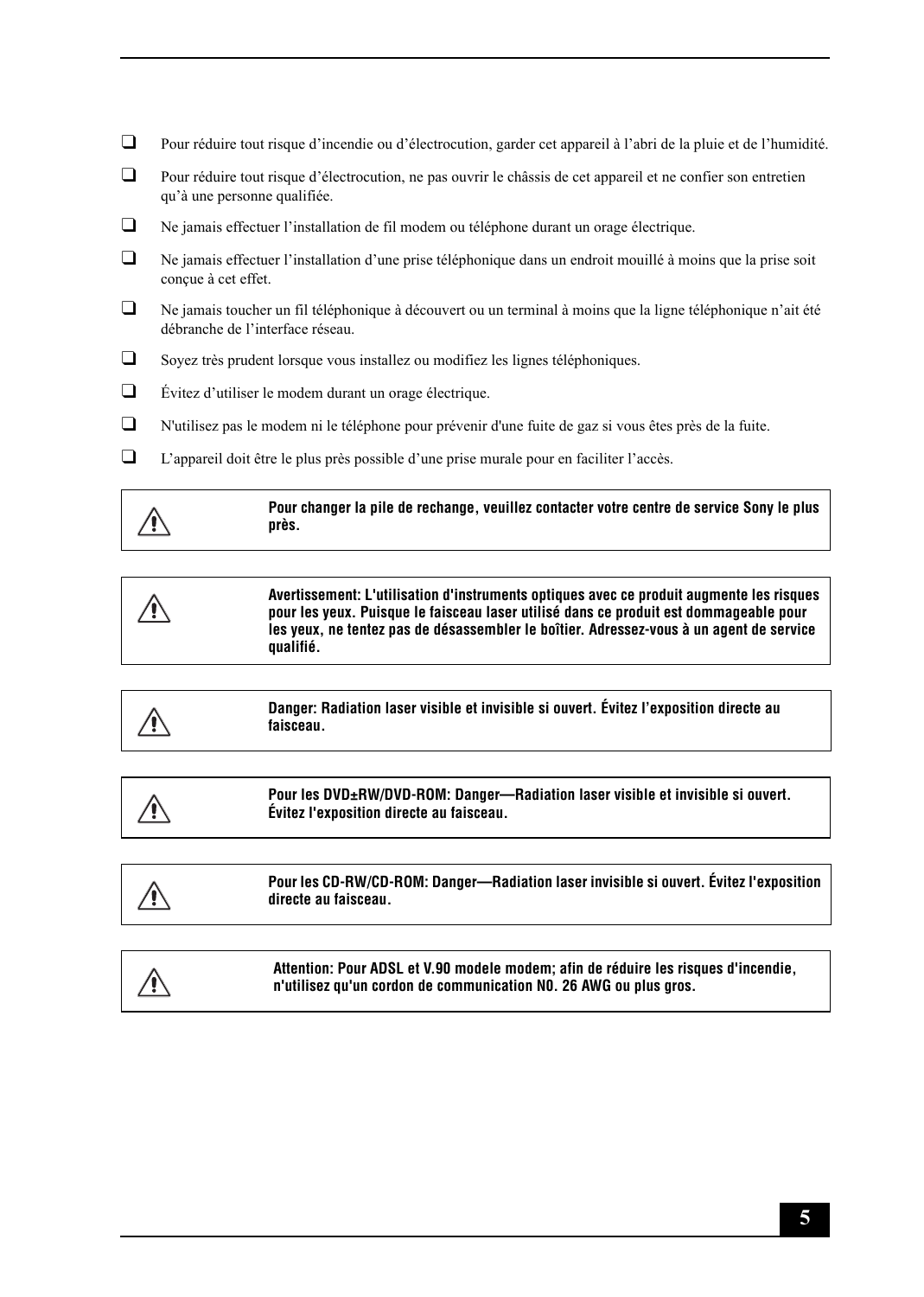- Pour réduire tout risque d'incendie ou d'électrocution, garder cet appareil à l'abri de la pluie et de l'humidité.
- Pour réduire tout risque d'électrocution, ne pas ouvrir le châssis de cet appareil et ne confier son entretien qu'à une personne qualifiée.
- Ne jamais effectuer l'installation de fil modem ou téléphone durant un orage électrique.
- Ne jamais effectuer l'installation d'une prise téléphonique dans un endroit mouillé à moins que la prise soit conçue à cet effet.
- Ne jamais toucher un fil téléphonique à découvert ou un terminal à moins que la ligne téléphonique n'ait été débranche de l'interface réseau.
- Soyez très prudent lorsque vous installez ou modifiez les lignes téléphoniques.
- Évitez d'utiliser le modem durant un orage électrique.
- N'utilisez pas le modem ni le téléphone pour prévenir d'une fuite de gaz si vous êtes près de la fuite.
- L'appareil doit être le plus près possible d'une prise murale pour en faciliter l'accès.

| ⚠ | **Pour changer la pile de rechange, veuillez contacter votre centre de service Sony le plus près.** |
|---|---|

| ⚠ | **Avertissement: L'utilisation d'instruments optiques avec ce produit augmente les risques pour les yeux. Puisque le faisceau laser utilisé dans ce produit est dommageable pour les yeux, ne tentez pas de désassembler le boîtier. Adressez-vous à un agent de service qualifié.** |
|---|---|

| ⚠ | **Danger: Radiation laser visible et invisible si ouvert. Évitez l'exposition directe au faisceau.** |
|---|---|

| ⚠ | **Pour les DVD±RW/DVD-ROM: Danger—Radiation laser visible et invisible si ouvert. Évitez l'exposition directe au faisceau.** |
|---|---|

| ⚠ | **Pour les CD-RW/CD-ROM: Danger—Radiation laser invisible si ouvert. Évitez l'exposition directe au faisceau.** |
|---|---|

| ⚠ | **Attention: Pour ADSL et V.90 modele modem; afin de réduire les risques d'incendie, n'utilisez qu'un cordon de communication NO. 26 AWG ou plus gros.** |
|---|---|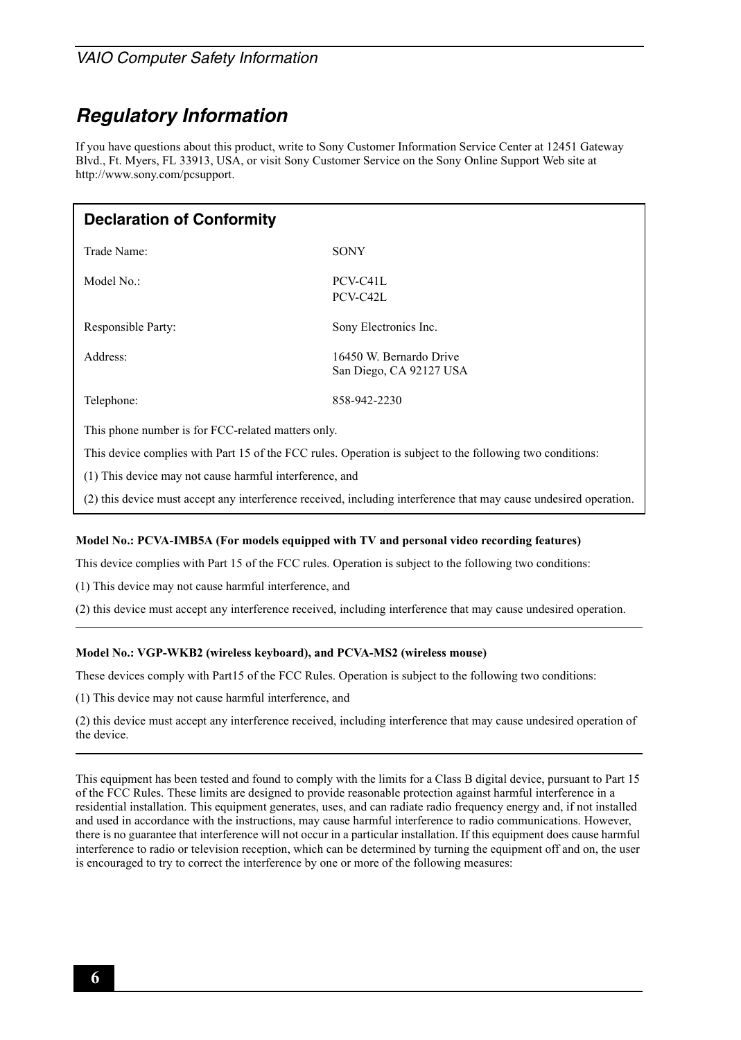# Regulatory Information

If you have questions about this product, write to Sony Customer Information Service Center at 12451 Gateway Blvd., Ft. Myers, FL 33913, USA, or visit Sony Customer Service on the Sony Online Support Web site at http://www.sony.com/pcsupport.

## Declaration of Conformity

| | |
|---|---|
| Trade Name: | SONY |
| Model No.: | PCV-C41L<br>PCV-C42L |
| Responsible Party: | Sony Electronics Inc. |
| Address: | 16450 W. Bernardo Drive<br>San Diego, CA 92127 USA |
| Telephone: | 858-942-2230 |

This phone number is for FCC-related matters only.

This device complies with Part 15 of the FCC rules. Operation is subject to the following two conditions:

(1) This device may not cause harmful interference, and

(2) this device must accept any interference received, including interference that may cause undesired operation.

**Model No.: PCVA-IMB5A (For models equipped with TV and personal video recording features)**

This device complies with Part 15 of the FCC rules. Operation is subject to the following two conditions:

(1) This device may not cause harmful interference, and

(2) this device must accept any interference received, including interference that may cause undesired operation.

**Model No.: VGP-WKB2 (wireless keyboard), and PCVA-MS2 (wireless mouse)**

These devices comply with Part15 of the FCC Rules. Operation is subject to the following two conditions:

(1) This device may not cause harmful interference, and

(2) this device must accept any interference received, including interference that may cause undesired operation of the device.

This equipment has been tested and found to comply with the limits for a Class B digital device, pursuant to Part 15 of the FCC Rules. These limits are designed to provide reasonable protection against harmful interference in a residential installation. This equipment generates, uses, and can radiate radio frequency energy and, if not installed and used in accordance with the instructions, may cause harmful interference to radio communications. However, there is no guarantee that interference will not occur in a particular installation. If this equipment does cause harmful interference to radio or television reception, which can be determined by turning the equipment off and on, the user is encouraged to try to correct the interference by one or more of the following measures: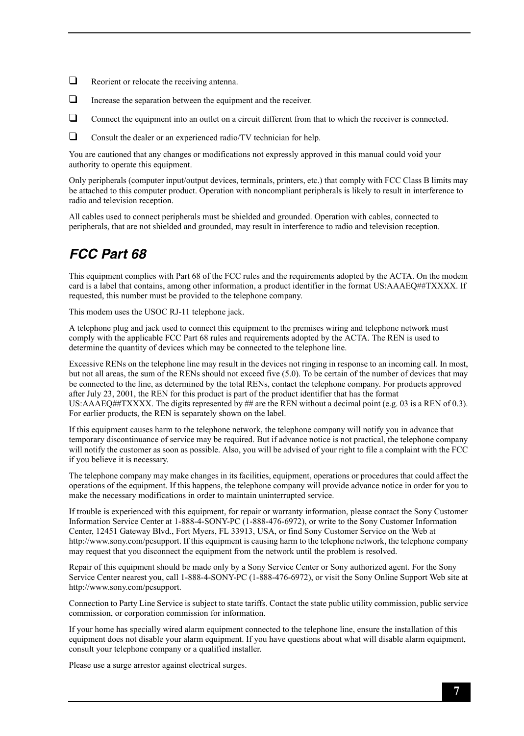- Reorient or relocate the receiving antenna.
- Increase the separation between the equipment and the receiver.
- Connect the equipment into an outlet on a circuit different from that to which the receiver is connected.
- Consult the dealer or an experienced radio/TV technician for help.

You are cautioned that any changes or modifications not expressly approved in this manual could void your authority to operate this equipment.

Only peripherals (computer input/output devices, terminals, printers, etc.) that comply with FCC Class B limits may be attached to this computer product. Operation with noncompliant peripherals is likely to result in interference to radio and television reception.

All cables used to connect peripherals must be shielded and grounded. Operation with cables, connected to peripherals, that are not shielded and grounded, may result in interference to radio and television reception.

## *FCC Part 68*

This equipment complies with Part 68 of the FCC rules and the requirements adopted by the ACTA. On the modem card is a label that contains, among other information, a product identifier in the format US:AAAEQ##TXXXX. If requested, this number must be provided to the telephone company.

This modem uses the USOC RJ-11 telephone jack.

A telephone plug and jack used to connect this equipment to the premises wiring and telephone network must comply with the applicable FCC Part 68 rules and requirements adopted by the ACTA. The REN is used to determine the quantity of devices which may be connected to the telephone line.

Excessive RENs on the telephone line may result in the devices not ringing in response to an incoming call. In most, but not all areas, the sum of the RENs should not exceed five (5.0). To be certain of the number of devices that may be connected to the line, as determined by the total RENs, contact the telephone company. For products approved after July 23, 2001, the REN for this product is part of the product identifier that has the format US:AAAEQ##TXXXX. The digits represented by ## are the REN without a decimal point (e.g. 03 is a REN of 0.3). For earlier products, the REN is separately shown on the label.

If this equipment causes harm to the telephone network, the telephone company will notify you in advance that temporary discontinuance of service may be required. But if advance notice is not practical, the telephone company will notify the customer as soon as possible. Also, you will be advised of your right to file a complaint with the FCC if you believe it is necessary.

The telephone company may make changes in its facilities, equipment, operations or procedures that could affect the operations of the equipment. If this happens, the telephone company will provide advance notice in order for you to make the necessary modifications in order to maintain uninterrupted service.

If trouble is experienced with this equipment, for repair or warranty information, please contact the Sony Customer Information Service Center at 1-888-4-SONY-PC (1-888-476-6972), or write to the Sony Customer Information Center, 12451 Gateway Blvd., Fort Myers, FL 33913, USA, or find Sony Customer Service on the Web at http://www.sony.com/pcsupport. If this equipment is causing harm to the telephone network, the telephone company may request that you disconnect the equipment from the network until the problem is resolved.

Repair of this equipment should be made only by a Sony Service Center or Sony authorized agent. For the Sony Service Center nearest you, call 1-888-4-SONY-PC (1-888-476-6972), or visit the Sony Online Support Web site at http://www.sony.com/pcsupport.

Connection to Party Line Service is subject to state tariffs. Contact the state public utility commission, public service commission, or corporation commission for information.

If your home has specially wired alarm equipment connected to the telephone line, ensure the installation of this equipment does not disable your alarm equipment. If you have questions about what will disable alarm equipment, consult your telephone company or a qualified installer.

Please use a surge arrestor against electrical surges.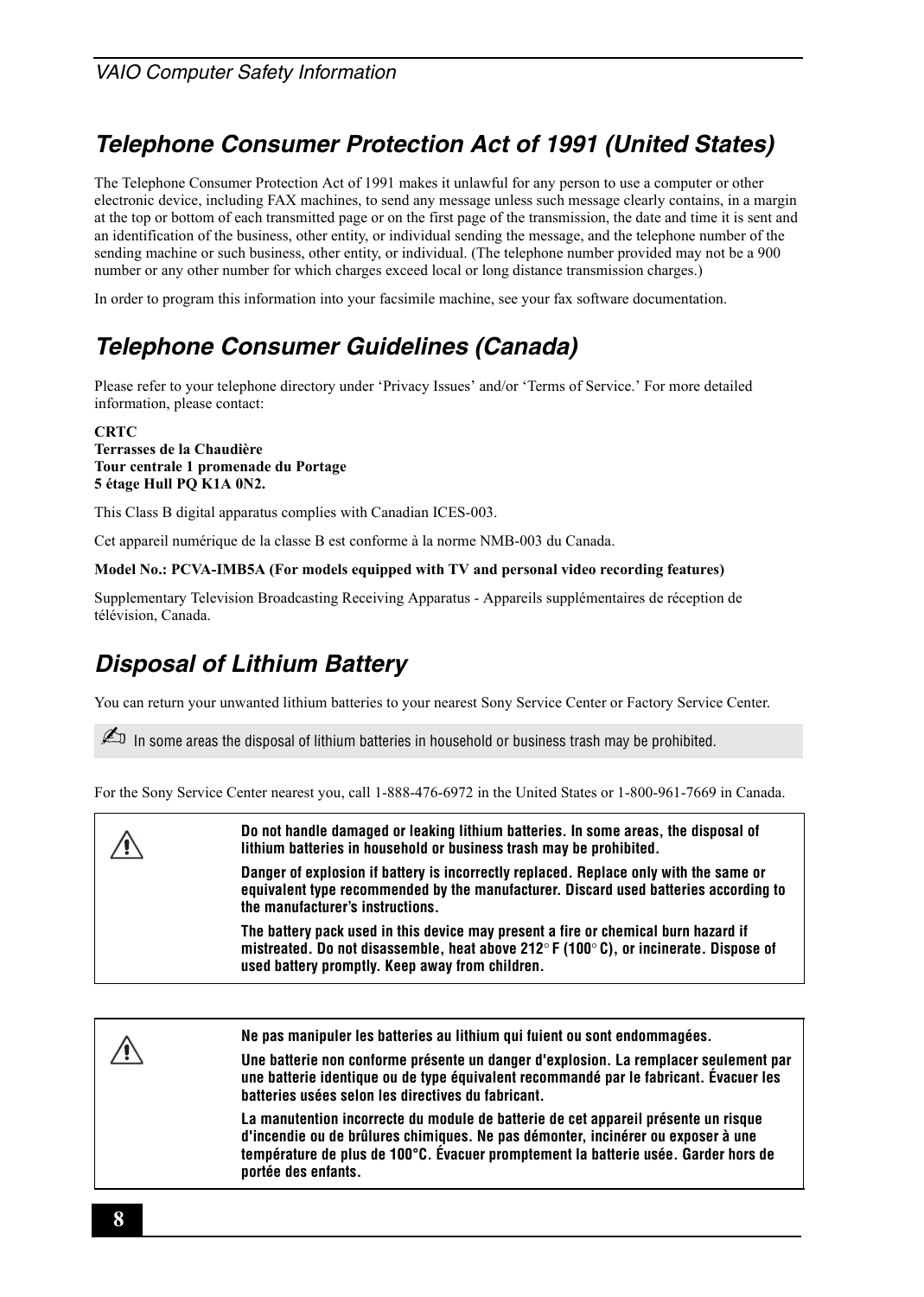## Telephone Consumer Protection Act of 1991 (United States)

The Telephone Consumer Protection Act of 1991 makes it unlawful for any person to use a computer or other electronic device, including FAX machines, to send any message unless such message clearly contains, in a margin at the top or bottom of each transmitted page or on the first page of the transmission, the date and time it is sent and an identification of the business, other entity, or individual sending the message, and the telephone number of the sending machine or such business, other entity, or individual. (The telephone number provided may not be a 900 number or any other number for which charges exceed local or long distance transmission charges.)

In order to program this information into your facsimile machine, see your fax software documentation.

## Telephone Consumer Guidelines (Canada)

Please refer to your telephone directory under 'Privacy Issues' and/or 'Terms of Service.' For more detailed information, please contact:

**CRTC**
**Terrasses de la Chaudière**
**Tour centrale 1 promenade du Portage**
**5 étage Hull PQ K1A 0N2.**

This Class B digital apparatus complies with Canadian ICES-003.

Cet appareil numérique de la classe B est conforme à la norme NMB-003 du Canada.

**Model No.: PCVA-IMB5A (For models equipped with TV and personal video recording features)**

Supplementary Television Broadcasting Receiving Apparatus - Appareils supplémentaires de réception de télévision, Canada.

## Disposal of Lithium Battery

You can return your unwanted lithium batteries to your nearest Sony Service Center or Factory Service Center.

✍ In some areas the disposal of lithium batteries in household or business trash may be prohibited.

For the Sony Service Center nearest you, call 1-888-476-6972 in the United States or 1-800-961-7669 in Canada.

⚠ **Do not handle damaged or leaking lithium batteries. In some areas, the disposal of lithium batteries in household or business trash may be prohibited.**

**Danger of explosion if battery is incorrectly replaced. Replace only with the same or equivalent type recommended by the manufacturer. Discard used batteries according to the manufacturer's instructions.**

**The battery pack used in this device may present a fire or chemical burn hazard if mistreated. Do not disassemble, heat above 212° F (100° C), or incinerate. Dispose of used battery promptly. Keep away from children.**

⚠ **Ne pas manipuler les batteries au lithium qui fuient ou sont endommagées.**

**Une batterie non conforme présente un danger d'explosion. La remplacer seulement par une batterie identique ou de type équivalent recommandé par le fabricant. Évacuer les batteries usées selon les directives du fabricant.**

**La manutention incorrecte du module de batterie de cet appareil présente un risque d'incendie ou de brûlures chimiques. Ne pas démonter, incinérer ou exposer à une température de plus de 100°C. Évacuer promptement la batterie usée. Garder hors de portée des enfants.**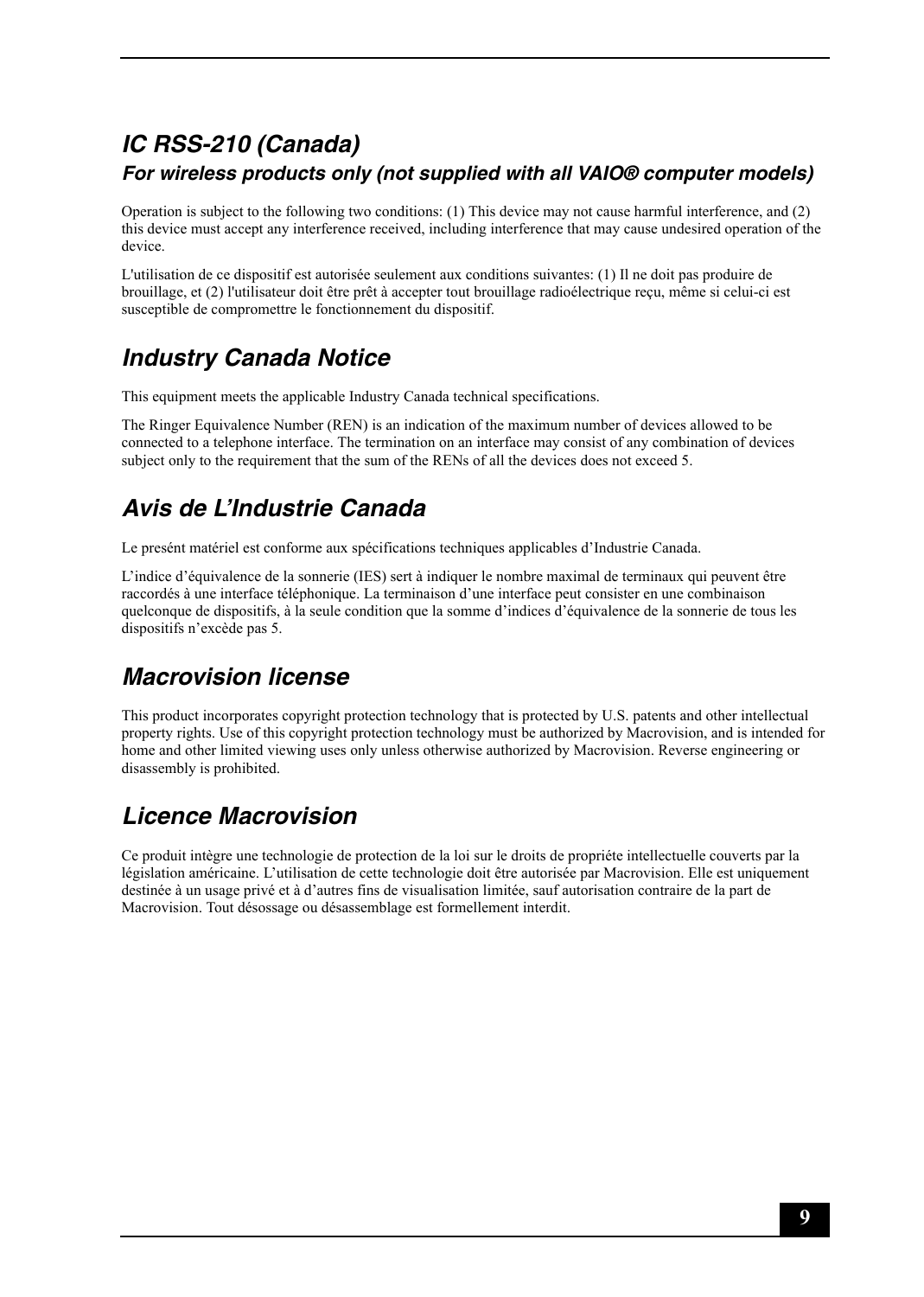## *IC RSS-210 (Canada)*

### *For wireless products only (not supplied with all VAIO® computer models)*

Operation is subject to the following two conditions: (1) This device may not cause harmful interference, and (2) this device must accept any interference received, including interference that may cause undesired operation of the device.

L'utilisation de ce dispositif est autorisée seulement aux conditions suivantes: (1) Il ne doit pas produire de brouillage, et (2) l'utilisateur doit être prêt à accepter tout brouillage radioélectrique reçu, même si celui-ci est susceptible de compromettre le fonctionnement du dispositif.

## *Industry Canada Notice*

This equipment meets the applicable Industry Canada technical specifications.

The Ringer Equivalence Number (REN) is an indication of the maximum number of devices allowed to be connected to a telephone interface. The termination on an interface may consist of any combination of devices subject only to the requirement that the sum of the RENs of all the devices does not exceed 5.

## *Avis de L'Industrie Canada*

Le presént matériel est conforme aux spécifications techniques applicables d'Industrie Canada.

L'indice d'équivalence de la sonnerie (IES) sert à indiquer le nombre maximal de terminaux qui peuvent être raccordés à une interface téléphonique. La terminaison d'une interface peut consister en une combinaison quelconque de dispositifs, à la seule condition que la somme d'indices d'équivalence de la sonnerie de tous les dispositifs n'excède pas 5.

## *Macrovision license*

This product incorporates copyright protection technology that is protected by U.S. patents and other intellectual property rights. Use of this copyright protection technology must be authorized by Macrovision, and is intended for home and other limited viewing uses only unless otherwise authorized by Macrovision. Reverse engineering or disassembly is prohibited.

## *Licence Macrovision*

Ce produit intègre une technologie de protection de la loi sur le droits de propriéte intellectuelle couverts par la législation américaine. L'utilisation de cette technologie doit être autorisée par Macrovision. Elle est uniquement destinée à un usage privé et à d'autres fins de visualisation limitée, sauf autorisation contraire de la part de Macrovision. Tout désossage ou désassemblage est formellement interdit.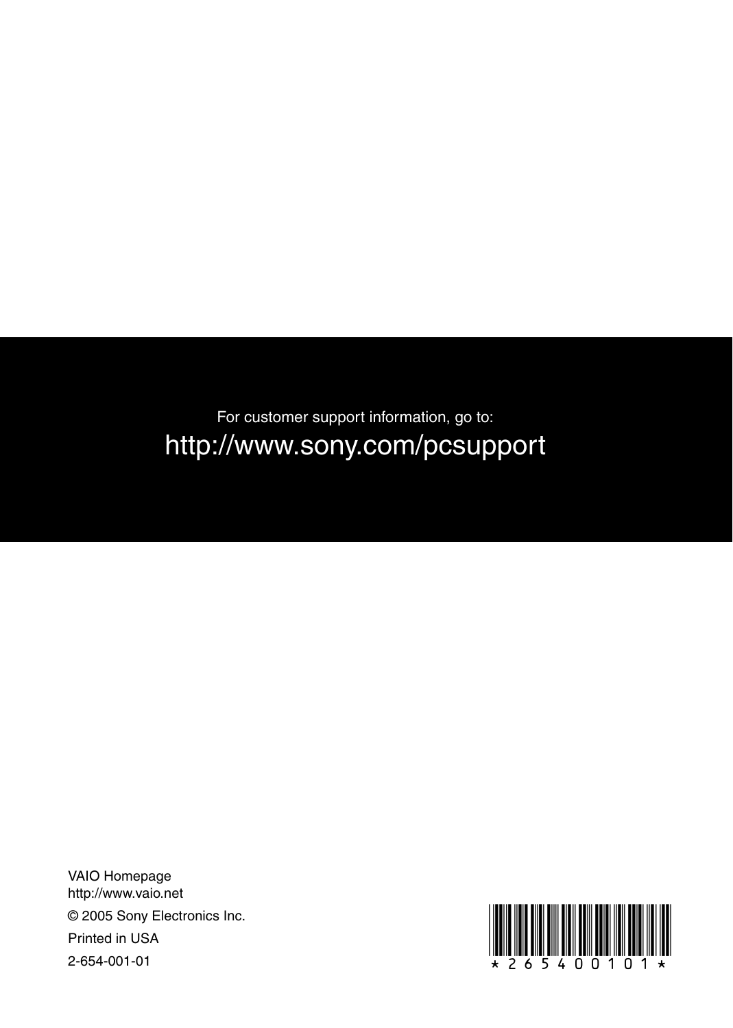For customer support information, go to:

http://www.sony.com/pcsupport

VAIO Homepage
http://www.vaio.net

© 2005 Sony Electronics Inc.

Printed in USA

2-654-001-01

*265400101*